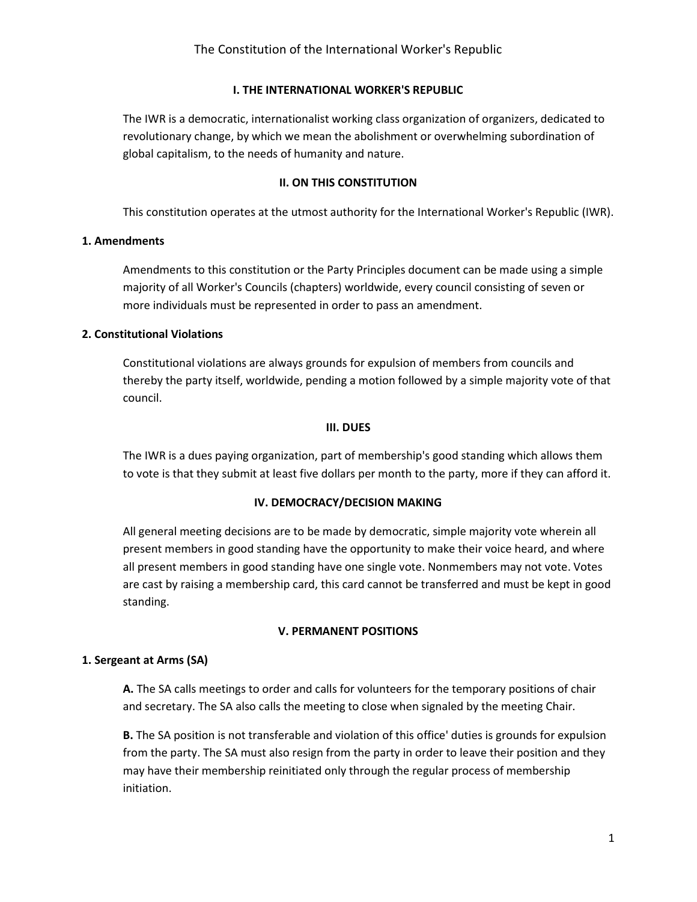# The Constitution of the International Worker's Republic

## I. THE INTERNATIONAL WORKER'S REPUBLIC

The IWR is a democratic, internationalist working class organization of organizers, dedicated to revolutionary change, by which we mean the abolishment or overwhelming subordination of global capitalism, to the needs of humanity and nature.

## II. ON THIS CONSTITUTION

This constitution operates at the utmost authority for the International Worker's Republic (IWR).

### 1. Amendments

Amendments to this constitution or the Party Principles document can be made using a simple majority of all Worker's Councils (chapters) worldwide, every council consisting of seven or more individuals must be represented in order to pass an amendment.

### 2. Constitutional Violations

Constitutional violations are always grounds for expulsion of members from councils and thereby the party itself, worldwide, pending a motion followed by a simple majority vote of that council.

## III. DUES

The IWR is a dues paying organization, part of membership's good standing which allows them to vote is that they submit at least five dollars per month to the party, more if they can afford it.

## IV. DEMOCRACY/DECISION MAKING

All general meeting decisions are to be made by democratic, simple majority vote wherein all present members in good standing have the opportunity to make their voice heard, and where all present members in good standing have one single vote. Nonmembers may not vote. Votes are cast by raising a membership card, this card cannot be transferred and must be kept in good standing.

## V. PERMANENT POSITIONS

### 1. Sergeant at Arms (SA)

**A.** The SA calls meetings to order and calls for volunteers for the temporary positions of chair and secretary. The SA also calls the meeting to close when signaled by the meeting Chair.

**B.** The SA position is not transferable and violation of this office' duties is grounds for expulsion from the party. The SA must also resign from the party in order to leave their position and they may have their membership reinitiated only through the regular process of membership initiation.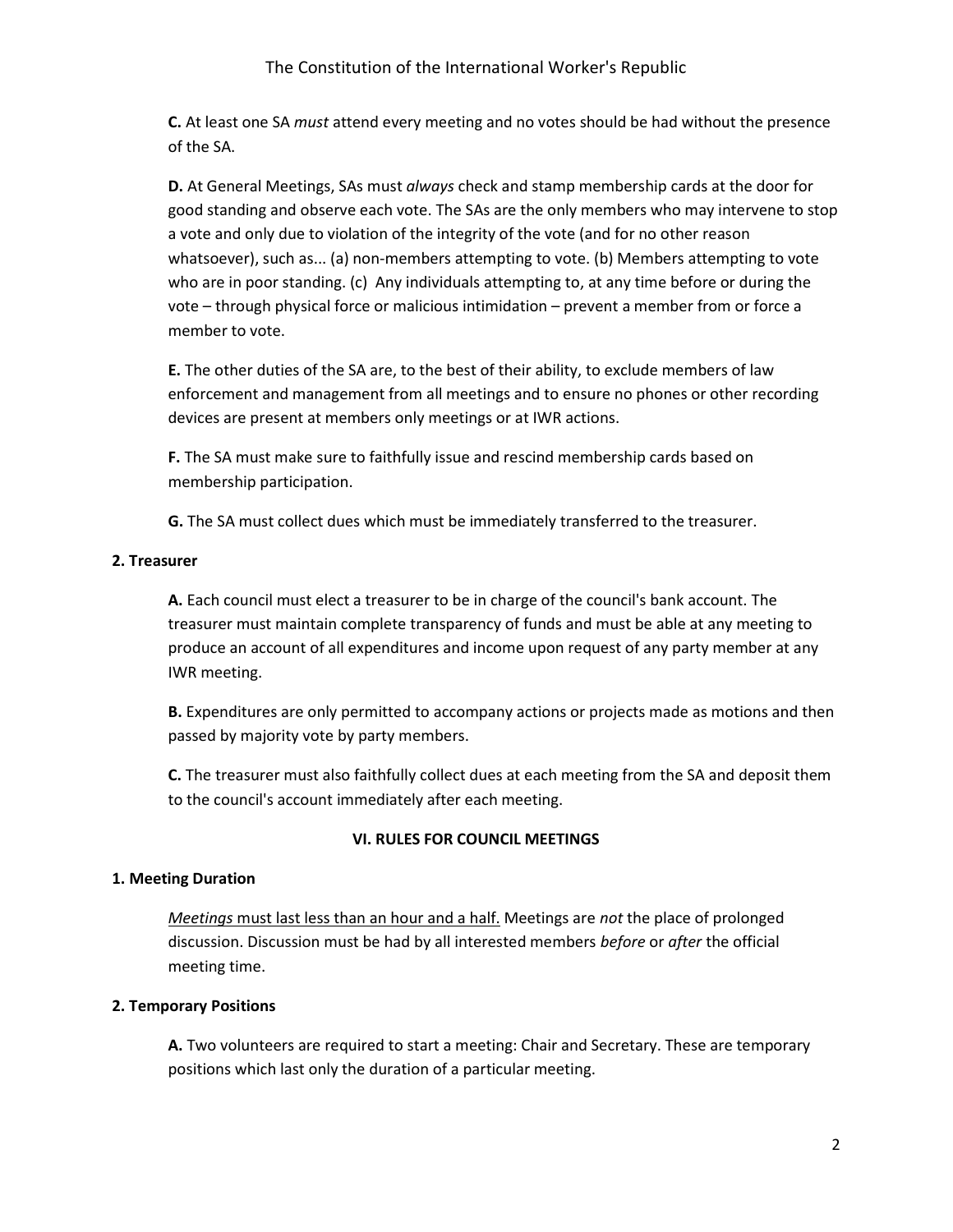**C.** At least one SA *must* attend every meeting and no votes should be had without the presence of the SA.

**D.** At General Meetings, SAs must *always* check and stamp membership cards at the door for good standing and observe each vote. The SAs are the only members who may intervene to stop a vote and only due to violation of the integrity of the vote (and for no other reason whatsoever), such as... (a) non-members attempting to vote. (b) Members attempting to vote who are in poor standing. (c) Any individuals attempting to, at any time before or during the vote – through physical force or malicious intimidation – prevent a member from or force a member to vote.

**E.** The other duties of the SA are, to the best of their ability, to exclude members of law enforcement and management from all meetings and to ensure no phones or other recording devices are present at members only meetings or at IWR actions.

**F.** The SA must make sure to faithfully issue and rescind membership cards based on membership participation.

**G.** The SA must collect dues which must be immediately transferred to the treasurer.

**2. Treasurer**

**A.** Each council must elect a treasurer to be in charge of the council's bank account. The treasurer must maintain complete transparency of funds and must be able at any meeting to produce an account of all expenditures and income upon request of any party member at any IWR meeting.

**B.** Expenditures are only permitted to accompany actions or projects made as motions and then passed by majority vote by party members.

**C.** The treasurer must also faithfully collect dues at each meeting from the SA and deposit them to the council's account immediately after each meeting.

## VI. RULES FOR COUNCIL MEETINGS

**1. Meeting Duration**

<u>*Meetings* must last less than an hour and a half.</u> Meetings are *not* the place of prolonged discussion. Discussion must be had by all interested members *before* or *after* the official meeting time.

**2. Temporary Positions**

**A.** Two volunteers are required to start a meeting: Chair and Secretary. These are temporary positions which last only the duration of a particular meeting.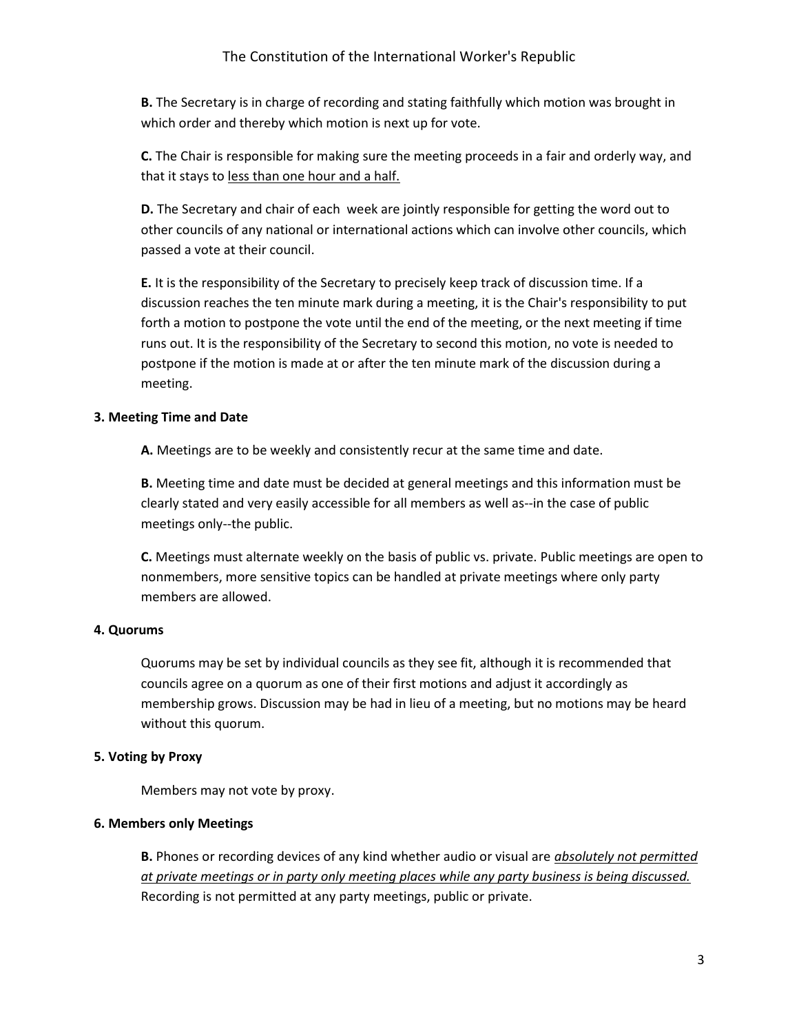**B.** The Secretary is in charge of recording and stating faithfully which motion was brought in which order and thereby which motion is next up for vote.

**C.** The Chair is responsible for making sure the meeting proceeds in a fair and orderly way, and that it stays to <u>less than one hour and a half.</u>

**D.** The Secretary and chair of each week are jointly responsible for getting the word out to other councils of any national or international actions which can involve other councils, which passed a vote at their council.

**E.** It is the responsibility of the Secretary to precisely keep track of discussion time. If a discussion reaches the ten minute mark during a meeting, it is the Chair's responsibility to put forth a motion to postpone the vote until the end of the meeting, or the next meeting if time runs out. It is the responsibility of the Secretary to second this motion, no vote is needed to postpone if the motion is made at or after the ten minute mark of the discussion during a meeting.

**3. Meeting Time and Date**

**A.** Meetings are to be weekly and consistently recur at the same time and date.

**B.** Meeting time and date must be decided at general meetings and this information must be clearly stated and very easily accessible for all members as well as--in the case of public meetings only--the public.

**C.** Meetings must alternate weekly on the basis of public vs. private. Public meetings are open to nonmembers, more sensitive topics can be handled at private meetings where only party members are allowed.

**4. Quorums**

Quorums may be set by individual councils as they see fit, although it is recommended that councils agree on a quorum as one of their first motions and adjust it accordingly as membership grows. Discussion may be had in lieu of a meeting, but no motions may be heard without this quorum.

**5. Voting by Proxy**

Members may not vote by proxy.

**6. Members only Meetings**

**B.** Phones or recording devices of any kind whether audio or visual are <u>*absolutely not permitted at private meetings or in party only meeting places while any party business is being discussed.*</u> Recording is not permitted at any party meetings, public or private.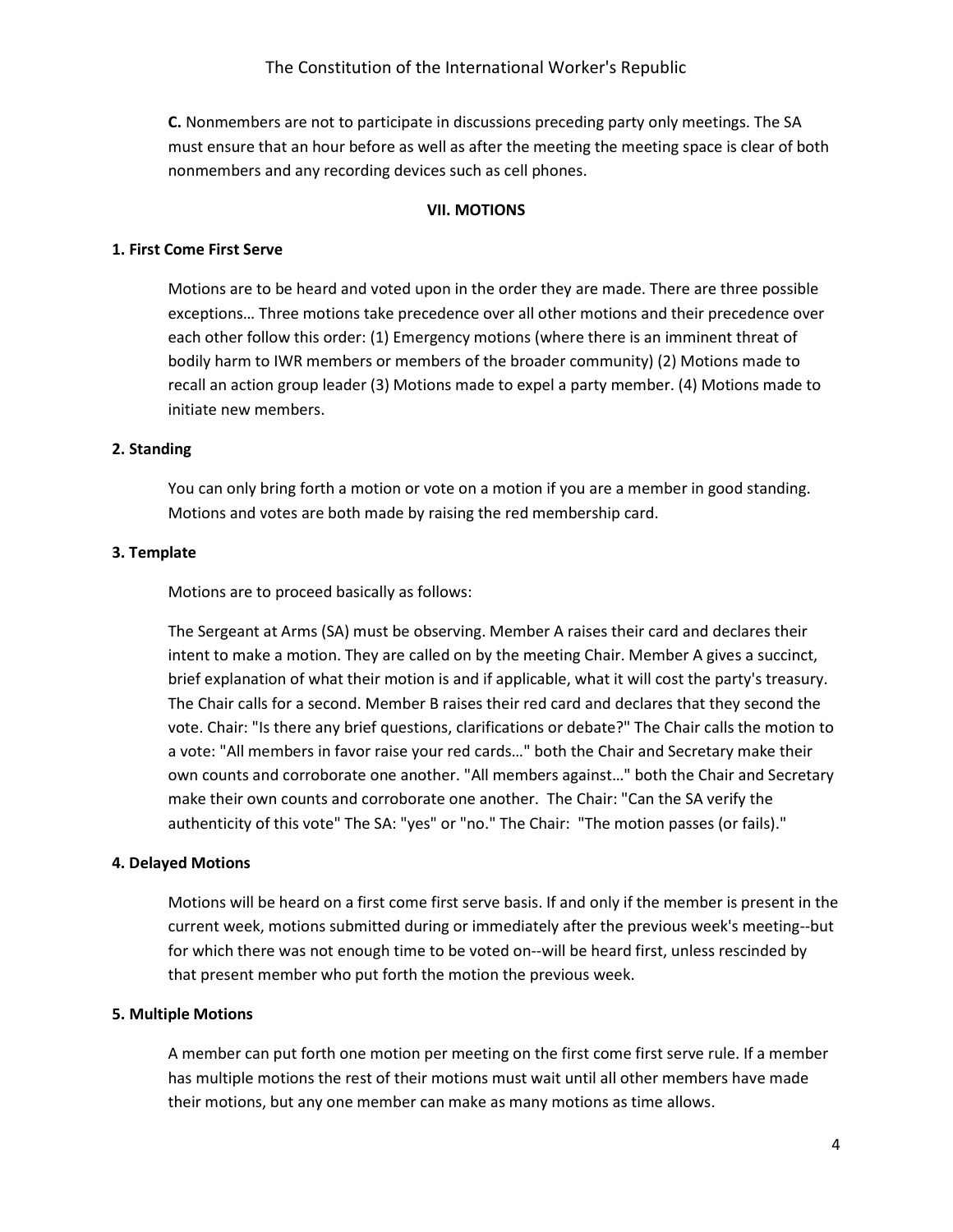**C.** Nonmembers are not to participate in discussions preceding party only meetings. The SA must ensure that an hour before as well as after the meeting the meeting space is clear of both nonmembers and any recording devices such as cell phones.

## VII. MOTIONS

### 1. First Come First Serve

Motions are to be heard and voted upon in the order they are made. There are three possible exceptions… Three motions take precedence over all other motions and their precedence over each other follow this order: (1) Emergency motions (where there is an imminent threat of bodily harm to IWR members or members of the broader community) (2) Motions made to recall an action group leader (3) Motions made to expel a party member. (4) Motions made to initiate new members.

### 2. Standing

You can only bring forth a motion or vote on a motion if you are a member in good standing. Motions and votes are both made by raising the red membership card.

### 3. Template

Motions are to proceed basically as follows:

The Sergeant at Arms (SA) must be observing. Member A raises their card and declares their intent to make a motion. They are called on by the meeting Chair. Member A gives a succinct, brief explanation of what their motion is and if applicable, what it will cost the party's treasury. The Chair calls for a second. Member B raises their red card and declares that they second the vote. Chair: "Is there any brief questions, clarifications or debate?" The Chair calls the motion to a vote: "All members in favor raise your red cards…" both the Chair and Secretary make their own counts and corroborate one another. "All members against…" both the Chair and Secretary make their own counts and corroborate one another. The Chair: "Can the SA verify the authenticity of this vote" The SA: "yes" or "no." The Chair: "The motion passes (or fails)."

### 4. Delayed Motions

Motions will be heard on a first come first serve basis. If and only if the member is present in the current week, motions submitted during or immediately after the previous week's meeting--but for which there was not enough time to be voted on--will be heard first, unless rescinded by that present member who put forth the motion the previous week.

### 5. Multiple Motions

A member can put forth one motion per meeting on the first come first serve rule. If a member has multiple motions the rest of their motions must wait until all other members have made their motions, but any one member can make as many motions as time allows.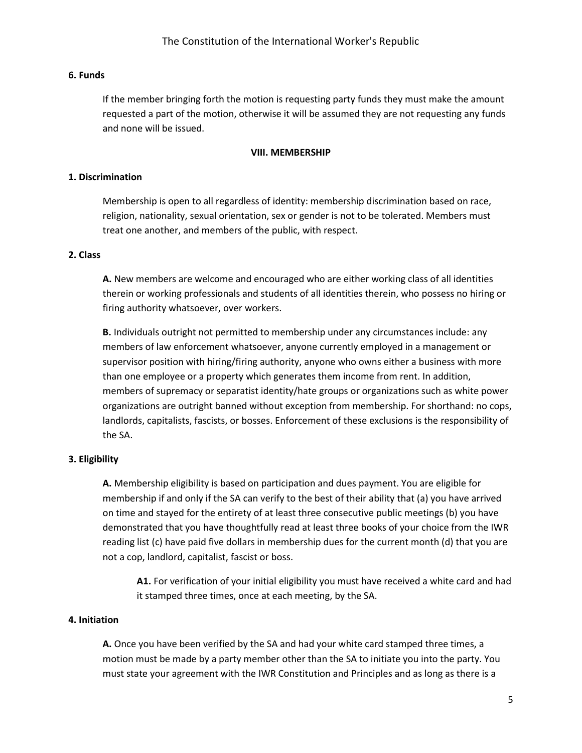**6. Funds**

If the member bringing forth the motion is requesting party funds they must make the amount requested a part of the motion, otherwise it will be assumed they are not requesting any funds and none will be issued.

## VIII. MEMBERSHIP

**1. Discrimination**

Membership is open to all regardless of identity: membership discrimination based on race, religion, nationality, sexual orientation, sex or gender is not to be tolerated. Members must treat one another, and members of the public, with respect.

**2. Class**

**A.** New members are welcome and encouraged who are either working class of all identities therein or working professionals and students of all identities therein, who possess no hiring or firing authority whatsoever, over workers.

**B.** Individuals outright not permitted to membership under any circumstances include: any members of law enforcement whatsoever, anyone currently employed in a management or supervisor position with hiring/firing authority, anyone who owns either a business with more than one employee or a property which generates them income from rent. In addition, members of supremacy or separatist identity/hate groups or organizations such as white power organizations are outright banned without exception from membership. For shorthand: no cops, landlords, capitalists, fascists, or bosses. Enforcement of these exclusions is the responsibility of the SA.

**3. Eligibility**

**A.** Membership eligibility is based on participation and dues payment. You are eligible for membership if and only if the SA can verify to the best of their ability that (a) you have arrived on time and stayed for the entirety of at least three consecutive public meetings (b) you have demonstrated that you have thoughtfully read at least three books of your choice from the IWR reading list (c) have paid five dollars in membership dues for the current month (d) that you are not a cop, landlord, capitalist, fascist or boss.

> **A1.** For verification of your initial eligibility you must have received a white card and had it stamped three times, once at each meeting, by the SA.

**4. Initiation**

**A.** Once you have been verified by the SA and had your white card stamped three times, a motion must be made by a party member other than the SA to initiate you into the party. You must state your agreement with the IWR Constitution and Principles and as long as there is a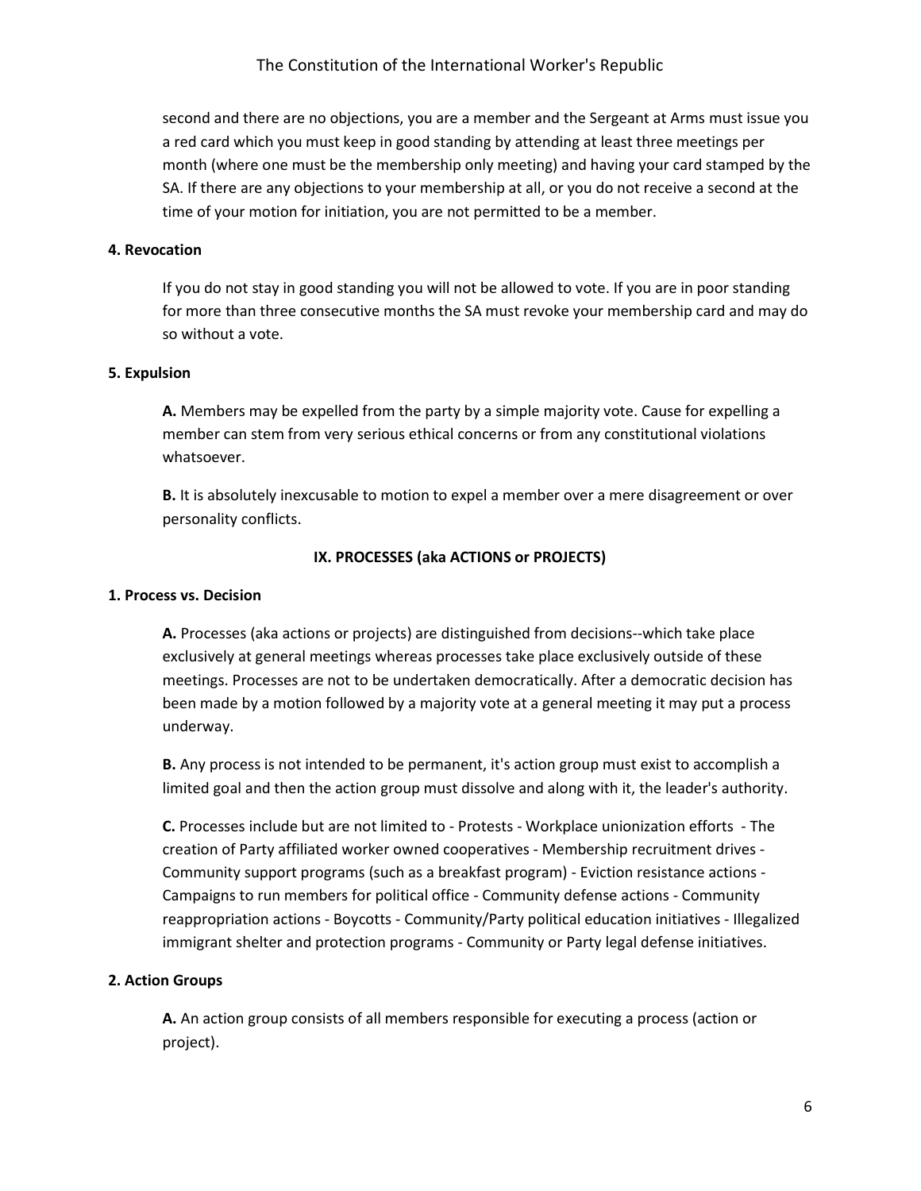second and there are no objections, you are a member and the Sergeant at Arms must issue you a red card which you must keep in good standing by attending at least three meetings per month (where one must be the membership only meeting) and having your card stamped by the SA. If there are any objections to your membership at all, or you do not receive a second at the time of your motion for initiation, you are not permitted to be a member.

**4. Revocation**

If you do not stay in good standing you will not be allowed to vote. If you are in poor standing for more than three consecutive months the SA must revoke your membership card and may do so without a vote.

**5. Expulsion**

**A.** Members may be expelled from the party by a simple majority vote. Cause for expelling a member can stem from very serious ethical concerns or from any constitutional violations whatsoever.

**B.** It is absolutely inexcusable to motion to expel a member over a mere disagreement or over personality conflicts.

## IX. PROCESSES (aka ACTIONS or PROJECTS)

**1. Process vs. Decision**

**A.** Processes (aka actions or projects) are distinguished from decisions--which take place exclusively at general meetings whereas processes take place exclusively outside of these meetings. Processes are not to be undertaken democratically. After a democratic decision has been made by a motion followed by a majority vote at a general meeting it may put a process underway.

**B.** Any process is not intended to be permanent, it's action group must exist to accomplish a limited goal and then the action group must dissolve and along with it, the leader's authority.

**C.** Processes include but are not limited to - Protests - Workplace unionization efforts - The creation of Party affiliated worker owned cooperatives - Membership recruitment drives - Community support programs (such as a breakfast program) - Eviction resistance actions - Campaigns to run members for political office - Community defense actions - Community reappropriation actions - Boycotts - Community/Party political education initiatives - Illegalized immigrant shelter and protection programs - Community or Party legal defense initiatives.

**2. Action Groups**

**A.** An action group consists of all members responsible for executing a process (action or project).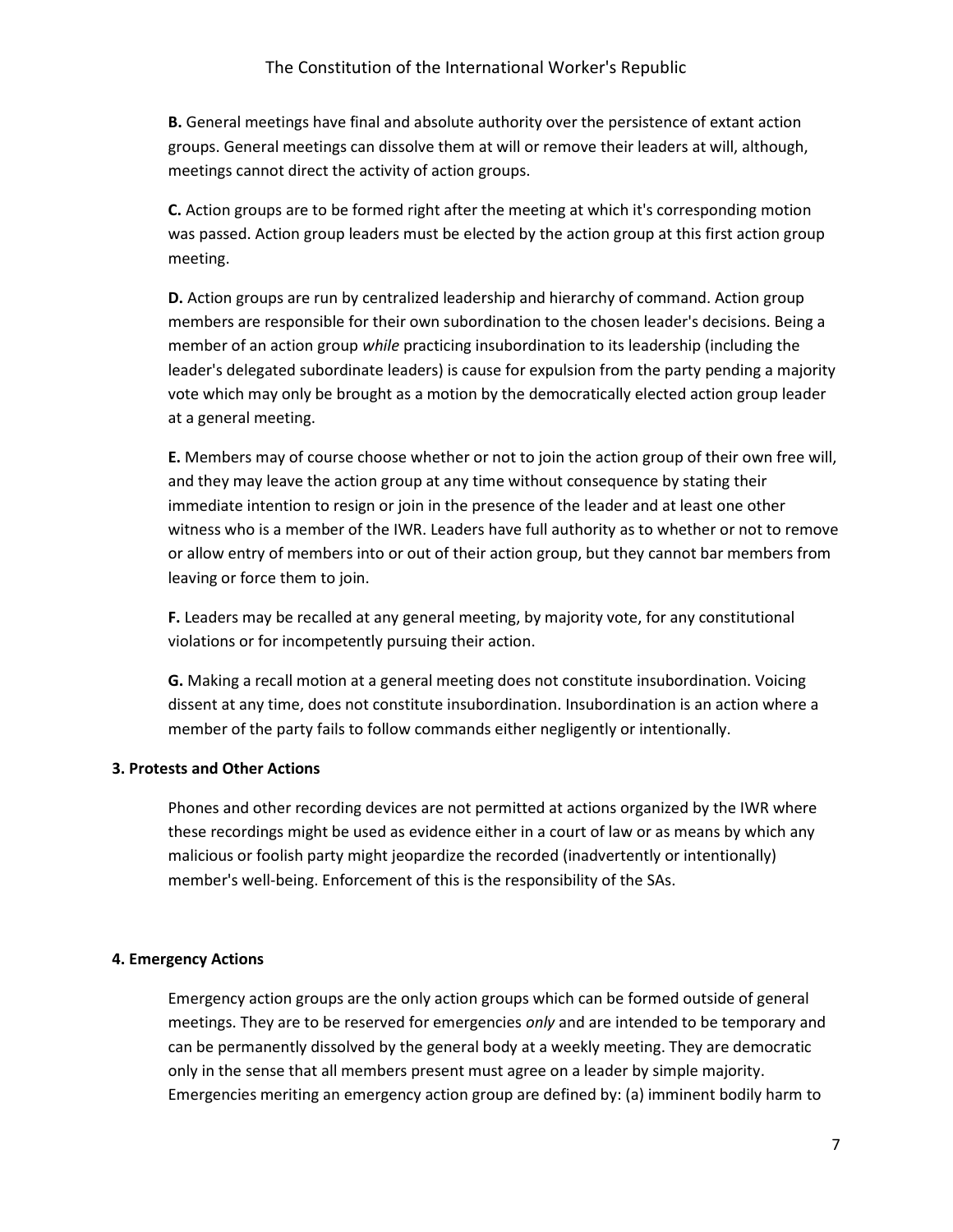**B.** General meetings have final and absolute authority over the persistence of extant action groups. General meetings can dissolve them at will or remove their leaders at will, although, meetings cannot direct the activity of action groups.

**C.** Action groups are to be formed right after the meeting at which it's corresponding motion was passed. Action group leaders must be elected by the action group at this first action group meeting.

**D.** Action groups are run by centralized leadership and hierarchy of command. Action group members are responsible for their own subordination to the chosen leader's decisions. Being a member of an action group *while* practicing insubordination to its leadership (including the leader's delegated subordinate leaders) is cause for expulsion from the party pending a majority vote which may only be brought as a motion by the democratically elected action group leader at a general meeting.

**E.** Members may of course choose whether or not to join the action group of their own free will, and they may leave the action group at any time without consequence by stating their immediate intention to resign or join in the presence of the leader and at least one other witness who is a member of the IWR. Leaders have full authority as to whether or not to remove or allow entry of members into or out of their action group, but they cannot bar members from leaving or force them to join.

**F.** Leaders may be recalled at any general meeting, by majority vote, for any constitutional violations or for incompetently pursuing their action.

**G.** Making a recall motion at a general meeting does not constitute insubordination. Voicing dissent at any time, does not constitute insubordination. Insubordination is an action where a member of the party fails to follow commands either negligently or intentionally.

**3. Protests and Other Actions**

Phones and other recording devices are not permitted at actions organized by the IWR where these recordings might be used as evidence either in a court of law or as means by which any malicious or foolish party might jeopardize the recorded (inadvertently or intentionally) member's well-being. Enforcement of this is the responsibility of the SAs.

**4. Emergency Actions**

Emergency action groups are the only action groups which can be formed outside of general meetings. They are to be reserved for emergencies *only* and are intended to be temporary and can be permanently dissolved by the general body at a weekly meeting. They are democratic only in the sense that all members present must agree on a leader by simple majority. Emergencies meriting an emergency action group are defined by: (a) imminent bodily harm to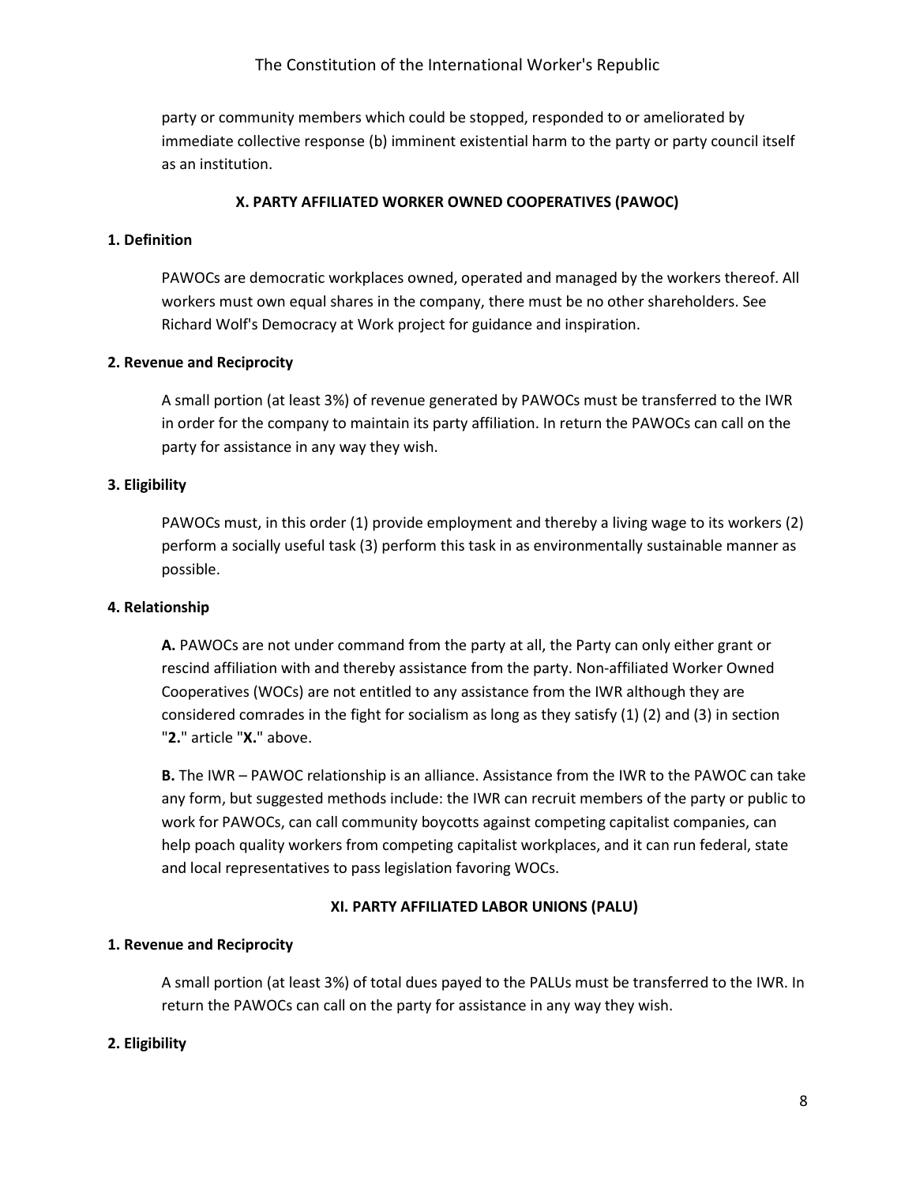party or community members which could be stopped, responded to or ameliorated by immediate collective response (b) imminent existential harm to the party or party council itself as an institution.

## X. PARTY AFFILIATED WORKER OWNED COOPERATIVES (PAWOC)

### 1. Definition

PAWOCs are democratic workplaces owned, operated and managed by the workers thereof. All workers must own equal shares in the company, there must be no other shareholders. See Richard Wolf's Democracy at Work project for guidance and inspiration.

### 2. Revenue and Reciprocity

A small portion (at least 3%) of revenue generated by PAWOCs must be transferred to the IWR in order for the company to maintain its party affiliation. In return the PAWOCs can call on the party for assistance in any way they wish.

### 3. Eligibility

PAWOCs must, in this order (1) provide employment and thereby a living wage to its workers (2) perform a socially useful task (3) perform this task in as environmentally sustainable manner as possible.

### 4. Relationship

**A.** PAWOCs are not under command from the party at all, the Party can only either grant or rescind affiliation with and thereby assistance from the party. Non-affiliated Worker Owned Cooperatives (WOCs) are not entitled to any assistance from the IWR although they are considered comrades in the fight for socialism as long as they satisfy (1) (2) and (3) in section "**2.**" article "**X.**" above.

**B.** The IWR – PAWOC relationship is an alliance. Assistance from the IWR to the PAWOC can take any form, but suggested methods include: the IWR can recruit members of the party or public to work for PAWOCs, can call community boycotts against competing capitalist companies, can help poach quality workers from competing capitalist workplaces, and it can run federal, state and local representatives to pass legislation favoring WOCs.

## XI. PARTY AFFILIATED LABOR UNIONS (PALU)

### 1. Revenue and Reciprocity

A small portion (at least 3%) of total dues payed to the PALUs must be transferred to the IWR. In return the PAWOCs can call on the party for assistance in any way they wish.

### 2. Eligibility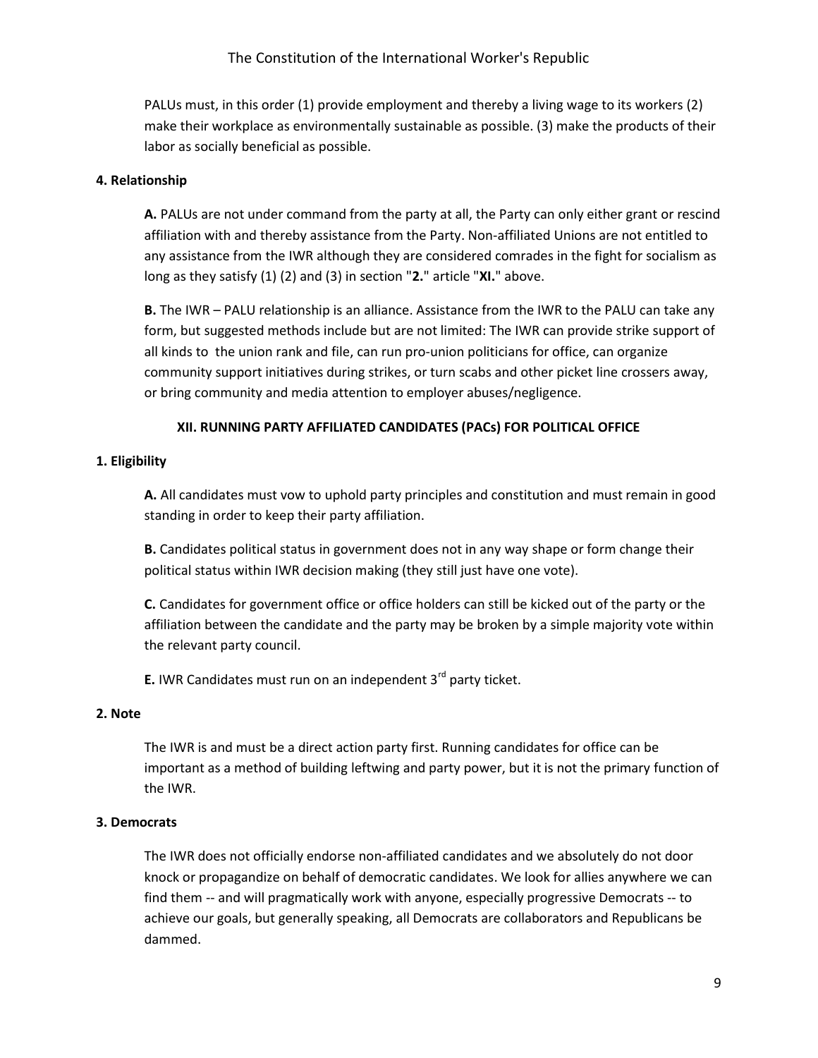PALUs must, in this order (1) provide employment and thereby a living wage to its workers (2) make their workplace as environmentally sustainable as possible. (3) make the products of their labor as socially beneficial as possible.

**4. Relationship**

**A.** PALUs are not under command from the party at all, the Party can only either grant or rescind affiliation with and thereby assistance from the Party. Non-affiliated Unions are not entitled to any assistance from the IWR although they are considered comrades in the fight for socialism as long as they satisfy (1) (2) and (3) in section "**2.**" article "**XI.**" above.

**B.** The IWR – PALU relationship is an alliance. Assistance from the IWR to the PALU can take any form, but suggested methods include but are not limited: The IWR can provide strike support of all kinds to the union rank and file, can run pro-union politicians for office, can organize community support initiatives during strikes, or turn scabs and other picket line crossers away, or bring community and media attention to employer abuses/negligence.

## XII. RUNNING PARTY AFFILIATED CANDIDATES (PACs) FOR POLITICAL OFFICE

**1. Eligibility**

**A.** All candidates must vow to uphold party principles and constitution and must remain in good standing in order to keep their party affiliation.

**B.** Candidates political status in government does not in any way shape or form change their political status within IWR decision making (they still just have one vote).

**C.** Candidates for government office or office holders can still be kicked out of the party or the affiliation between the candidate and the party may be broken by a simple majority vote within the relevant party council.

**E.** IWR Candidates must run on an independent 3rd party ticket.

**2. Note**

The IWR is and must be a direct action party first. Running candidates for office can be important as a method of building leftwing and party power, but it is not the primary function of the IWR.

**3. Democrats**

The IWR does not officially endorse non-affiliated candidates and we absolutely do not door knock or propagandize on behalf of democratic candidates. We look for allies anywhere we can find them -- and will pragmatically work with anyone, especially progressive Democrats -- to achieve our goals, but generally speaking, all Democrats are collaborators and Republicans be dammed.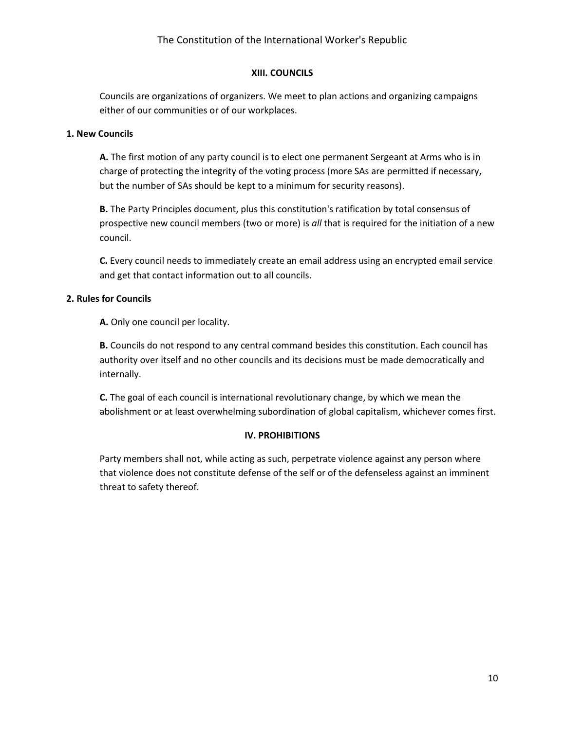## XIII. COUNCILS

Councils are organizations of organizers. We meet to plan actions and organizing campaigns either of our communities or of our workplaces.

### 1. New Councils

**A.** The first motion of any party council is to elect one permanent Sergeant at Arms who is in charge of protecting the integrity of the voting process (more SAs are permitted if necessary, but the number of SAs should be kept to a minimum for security reasons).

**B.** The Party Principles document, plus this constitution's ratification by total consensus of prospective new council members (two or more) is *all* that is required for the initiation of a new council.

**C.** Every council needs to immediately create an email address using an encrypted email service and get that contact information out to all councils.

### 2. Rules for Councils

**A.** Only one council per locality.

**B.** Councils do not respond to any central command besides this constitution. Each council has authority over itself and no other councils and its decisions must be made democratically and internally.

**C.** The goal of each council is international revolutionary change, by which we mean the abolishment or at least overwhelming subordination of global capitalism, whichever comes first.

## IV. PROHIBITIONS

Party members shall not, while acting as such, perpetrate violence against any person where that violence does not constitute defense of the self or of the defenseless against an imminent threat to safety thereof.